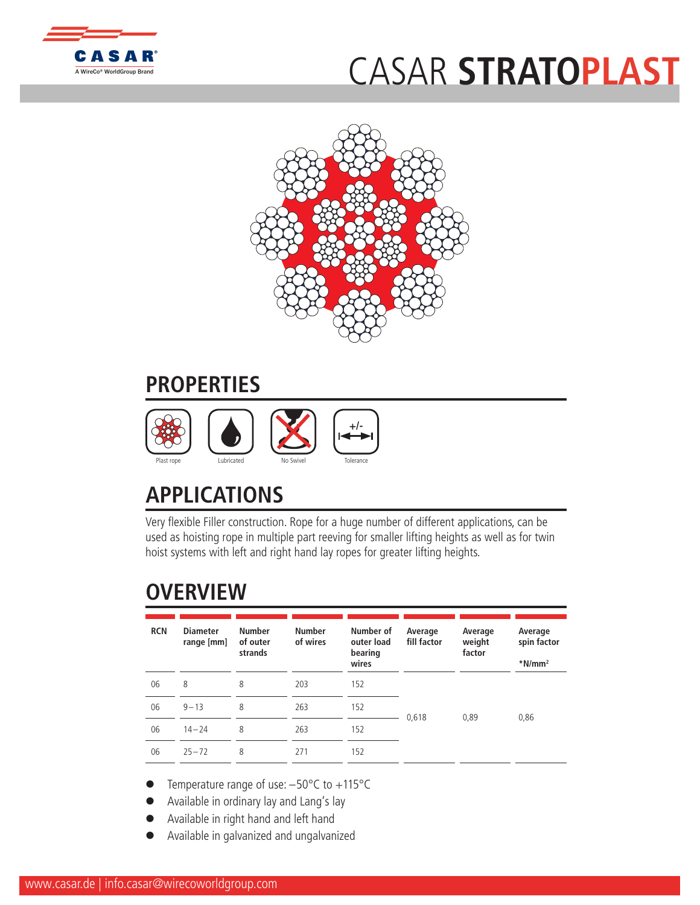# CASAR STRATOPLAST

## PROPERTIES

Plast rope | Lubricated | No Swivel | Tolerance

## APPLICATIONS

Very flexible Filler construction. Rope for a huge number of different applications, can be used as hoisting rope in multiple part reeving for smaller lifting heights as well as for twin hoist systems with left and right hand lay ropes for greater lifting heights.

## OVERVIEW

| RCN | Diameter range [mm] | Number of outer strands | Number of wires | Number of outer load bearing wires | Average fill factor | Average weight factor | Average spin factor *N/mm² |
|---|---|---|---|---|---|---|---|
| 06 | 8 | 8 | 203 | 152 | 0,618 | 0,89 | 0,86 |
| 06 | 9 – 13 | 8 | 263 | 152 | | | |
| 06 | 14 – 24 | 8 | 263 | 152 | | | |
| 06 | 25 – 72 | 8 | 271 | 152 | | | |

- Temperature range of use: –50°C to +115°C
- Available in ordinary lay and Lang's lay
- Available in right hand and left hand
- Available in galvanized and ungalvanized

www.casar.de | info.casar@wirecoworldgroup.com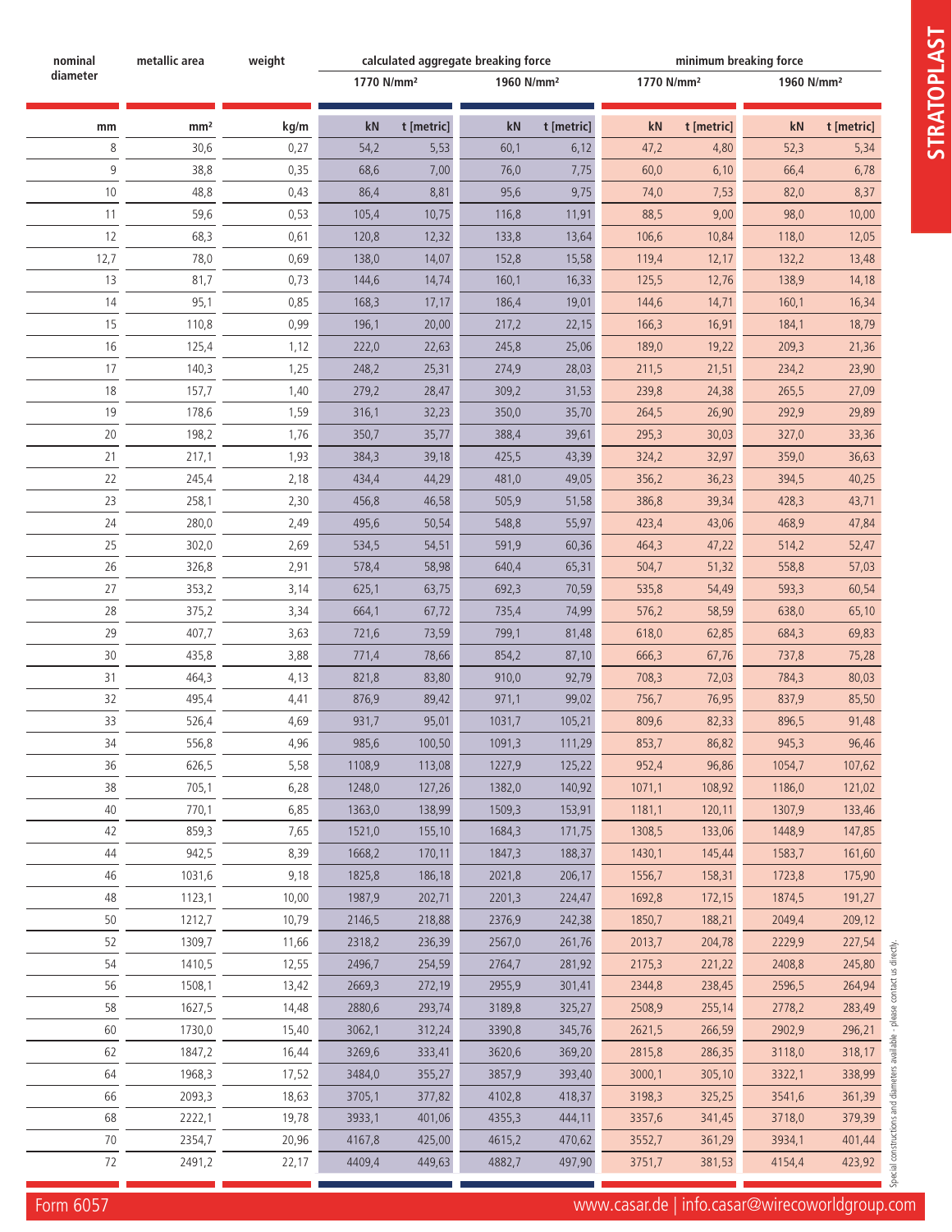| nominal diameter | metallic area | weight | calculated aggregate breaking force | | | | minimum breaking force | | | |
|---|---|---|---|---|---|---|---|---|---|---|
| | | | 1770 N/mm² | | 1960 N/mm² | | 1770 N/mm² | | 1960 N/mm² | |
| mm | mm² | kg/m | kN | t [metric] | kN | t [metric] | kN | t [metric] | kN | t [metric] |
| 8 | 30,6 | 0,27 | 54,2 | 5,53 | 60,1 | 6,12 | 47,2 | 4,80 | 52,3 | 5,34 |
| 9 | 38,8 | 0,35 | 68,6 | 7,00 | 76,0 | 7,75 | 60,0 | 6,10 | 66,4 | 6,78 |
| 10 | 48,8 | 0,43 | 86,4 | 8,81 | 95,6 | 9,75 | 74,0 | 7,53 | 82,0 | 8,37 |
| 11 | 59,6 | 0,53 | 105,4 | 10,75 | 116,8 | 11,91 | 88,5 | 9,00 | 98,0 | 10,00 |
| 12 | 68,3 | 0,61 | 120,8 | 12,32 | 133,8 | 13,64 | 106,6 | 10,84 | 118,0 | 12,05 |
| 12,7 | 78,0 | 0,69 | 138,0 | 14,07 | 152,8 | 15,58 | 119,4 | 12,17 | 132,2 | 13,48 |
| 13 | 81,7 | 0,73 | 144,6 | 14,74 | 160,1 | 16,33 | 125,5 | 12,76 | 138,9 | 14,18 |
| 14 | 95,1 | 0,85 | 168,3 | 17,17 | 186,4 | 19,01 | 144,6 | 14,71 | 160,1 | 16,34 |
| 15 | 110,8 | 0,99 | 196,1 | 20,00 | 217,2 | 22,15 | 166,3 | 16,91 | 184,1 | 18,79 |
| 16 | 125,4 | 1,12 | 222,0 | 22,63 | 245,8 | 25,06 | 189,0 | 19,22 | 209,3 | 21,36 |
| 17 | 140,3 | 1,25 | 248,2 | 25,31 | 274,9 | 28,03 | 211,5 | 21,51 | 234,2 | 23,90 |
| 18 | 157,7 | 1,40 | 279,2 | 28,47 | 309,2 | 31,53 | 239,8 | 24,38 | 265,5 | 27,09 |
| 19 | 178,6 | 1,59 | 316,1 | 32,23 | 350,0 | 35,70 | 264,5 | 26,90 | 292,9 | 29,89 |
| 20 | 198,2 | 1,76 | 350,7 | 35,77 | 388,4 | 39,61 | 295,3 | 30,03 | 327,0 | 33,36 |
| 21 | 217,1 | 1,93 | 384,3 | 39,18 | 425,5 | 43,39 | 324,2 | 32,97 | 359,0 | 36,63 |
| 22 | 245,4 | 2,18 | 434,4 | 44,29 | 481,0 | 49,05 | 356,2 | 36,23 | 394,5 | 40,25 |
| 23 | 258,1 | 2,30 | 456,8 | 46,58 | 505,9 | 51,58 | 386,8 | 39,34 | 428,3 | 43,71 |
| 24 | 280,0 | 2,49 | 495,6 | 50,54 | 548,8 | 55,97 | 423,4 | 43,06 | 468,9 | 47,84 |
| 25 | 302,0 | 2,69 | 534,5 | 54,51 | 591,9 | 60,36 | 464,3 | 47,22 | 514,2 | 52,47 |
| 26 | 326,8 | 2,91 | 578,4 | 58,98 | 640,4 | 65,31 | 504,7 | 51,32 | 558,8 | 57,03 |
| 27 | 353,2 | 3,14 | 625,1 | 63,75 | 692,3 | 70,59 | 535,8 | 54,49 | 593,3 | 60,54 |
| 28 | 375,2 | 3,34 | 664,1 | 67,72 | 735,4 | 74,99 | 576,2 | 58,59 | 638,0 | 65,10 |
| 29 | 407,7 | 3,63 | 721,6 | 73,59 | 799,1 | 81,48 | 618,0 | 62,85 | 684,3 | 69,83 |
| 30 | 435,8 | 3,88 | 771,4 | 78,66 | 854,2 | 87,10 | 666,3 | 67,76 | 737,8 | 75,28 |
| 31 | 464,3 | 4,13 | 821,8 | 83,80 | 910,0 | 92,79 | 708,3 | 72,03 | 784,3 | 80,03 |
| 32 | 495,4 | 4,41 | 876,9 | 89,42 | 971,1 | 99,02 | 756,7 | 76,95 | 837,9 | 85,50 |
| 33 | 526,4 | 4,69 | 931,7 | 95,01 | 1031,7 | 105,21 | 809,6 | 82,33 | 896,5 | 91,48 |
| 34 | 556,8 | 4,96 | 985,6 | 100,50 | 1091,3 | 111,29 | 853,7 | 86,82 | 945,3 | 96,46 |
| 36 | 626,5 | 5,58 | 1108,9 | 113,08 | 1227,9 | 125,22 | 952,4 | 96,86 | 1054,7 | 107,62 |
| 38 | 705,1 | 6,28 | 1248,0 | 127,26 | 1382,0 | 140,92 | 1071,1 | 108,92 | 1186,0 | 121,02 |
| 40 | 770,1 | 6,85 | 1363,0 | 138,99 | 1509,3 | 153,91 | 1181,1 | 120,11 | 1307,9 | 133,46 |
| 42 | 859,3 | 7,65 | 1521,0 | 155,10 | 1684,3 | 171,75 | 1308,5 | 133,06 | 1448,9 | 147,85 |
| 44 | 942,5 | 8,39 | 1668,2 | 170,11 | 1847,3 | 188,37 | 1430,1 | 145,44 | 1583,7 | 161,60 |
| 46 | 1031,6 | 9,18 | 1825,8 | 186,18 | 2021,8 | 206,17 | 1556,7 | 158,31 | 1723,8 | 175,90 |
| 48 | 1123,1 | 10,00 | 1987,9 | 202,71 | 2201,3 | 224,47 | 1692,8 | 172,15 | 1874,5 | 191,27 |
| 50 | 1212,7 | 10,79 | 2146,5 | 218,88 | 2376,9 | 242,38 | 1850,7 | 188,21 | 2049,4 | 209,12 |
| 52 | 1309,7 | 11,66 | 2318,2 | 236,39 | 2567,0 | 261,76 | 2013,7 | 204,78 | 2229,9 | 227,54 |
| 54 | 1410,5 | 12,55 | 2496,7 | 254,59 | 2764,7 | 281,92 | 2175,3 | 221,22 | 2408,8 | 245,80 |
| 56 | 1508,1 | 13,42 | 2669,3 | 272,19 | 2955,9 | 301,41 | 2344,8 | 238,45 | 2596,5 | 264,94 |
| 58 | 1627,5 | 14,48 | 2880,6 | 293,74 | 3189,8 | 325,27 | 2508,9 | 255,14 | 2778,2 | 283,49 |
| 60 | 1730,0 | 15,40 | 3062,1 | 312,24 | 3390,8 | 345,76 | 2621,5 | 266,59 | 2902,9 | 296,21 |
| 62 | 1847,2 | 16,44 | 3269,6 | 333,41 | 3620,6 | 369,20 | 2815,8 | 286,35 | 3118,0 | 318,17 |
| 64 | 1968,3 | 17,52 | 3484,0 | 355,27 | 3857,9 | 393,40 | 3000,1 | 305,10 | 3322,1 | 338,99 |
| 66 | 2093,3 | 18,63 | 3705,1 | 377,82 | 4102,8 | 418,37 | 3198,3 | 325,25 | 3541,6 | 361,39 |
| 68 | 2222,1 | 19,78 | 3933,1 | 401,06 | 4355,3 | 444,11 | 3357,6 | 341,45 | 3718,0 | 379,39 |
| 70 | 2354,7 | 20,96 | 4167,8 | 425,00 | 4615,2 | 470,62 | 3552,7 | 361,29 | 3934,1 | 401,44 |
| 72 | 2491,2 | 22,17 | 4409,4 | 449,63 | 4882,7 | 497,90 | 3751,7 | 381,53 | 4154,4 | 423,92 |

Special constructions and diameters available - please contact us directly.

Form 6057

www.casar.de | info.casar@wirecoworldgroup.com